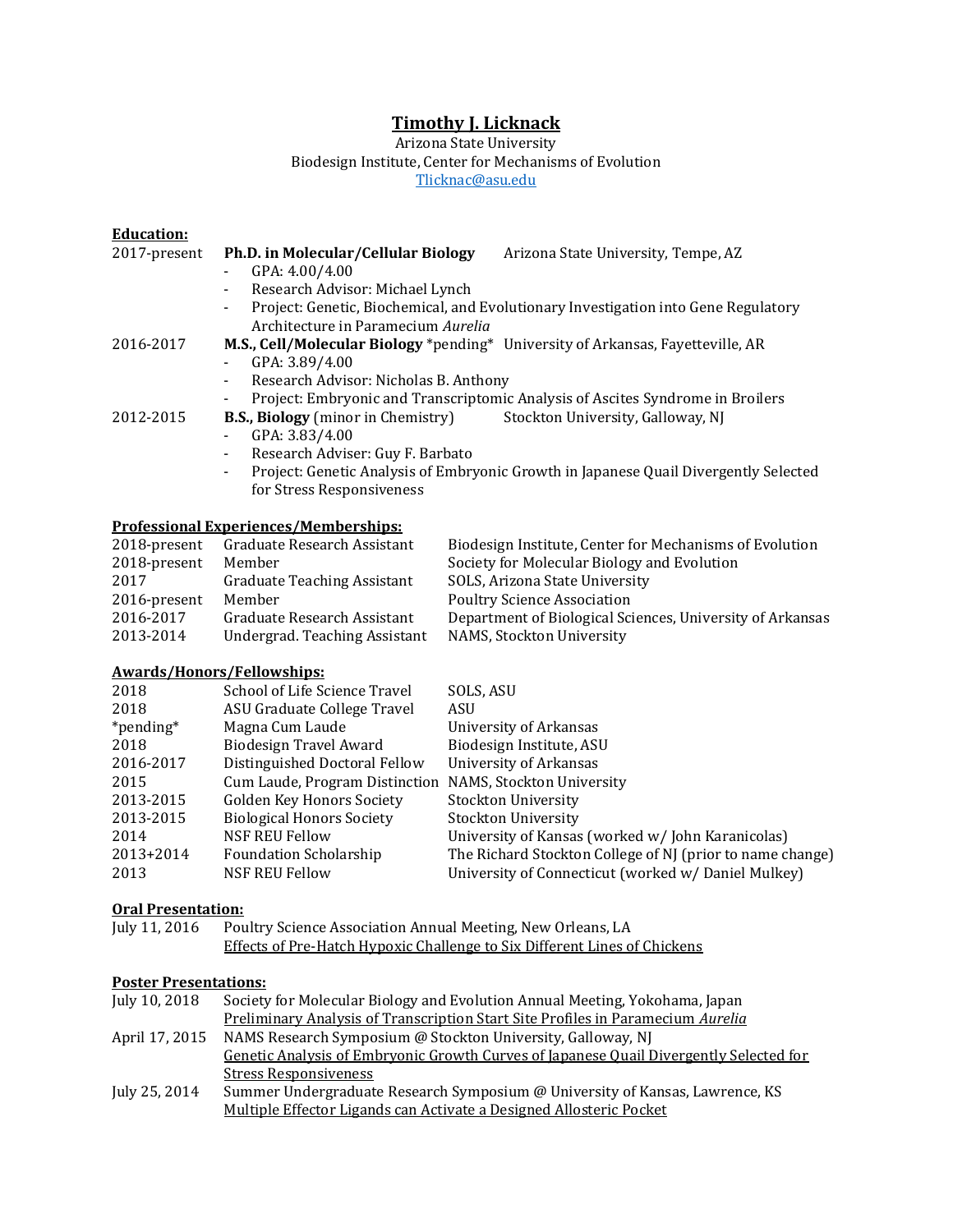# Timothy J. Licknack

Arizona State University
Biodesign Institute, Center for Mechanisms of Evolution
[Tlicknac@asu.edu](mailto:Tlicknac@asu.edu)

## Education:

**2017-present** — **Ph.D. in Molecular/Cellular Biology** — Arizona State University, Tempe, AZ
- GPA: 4.00/4.00
- Research Advisor: Michael Lynch
- Project: Genetic, Biochemical, and Evolutionary Investigation into Gene Regulatory Architecture in Paramecium *Aurelia*

**2016-2017** — **M.S., Cell/Molecular Biology** *pending* — University of Arkansas, Fayetteville, AR
- GPA: 3.89/4.00
- Research Advisor: Nicholas B. Anthony
- Project: Embryonic and Transcriptomic Analysis of Ascites Syndrome in Broilers

**2012-2015** — **B.S., Biology** (minor in Chemistry) — Stockton University, Galloway, NJ
- GPA: 3.83/4.00
- Research Adviser: Guy F. Barbato
- Project: Genetic Analysis of Embryonic Growth in Japanese Quail Divergently Selected for Stress Responsiveness

## Professional Experiences/Memberships:

| | | |
|---|---|---|
| 2018-present | Graduate Research Assistant | Biodesign Institute, Center for Mechanisms of Evolution |
| 2018-present | Member | Society for Molecular Biology and Evolution |
| 2017 | Graduate Teaching Assistant | SOLS, Arizona State University |
| 2016-present | Member | Poultry Science Association |
| 2016-2017 | Graduate Research Assistant | Department of Biological Sciences, University of Arkansas |
| 2013-2014 | Undergrad. Teaching Assistant | NAMS, Stockton University |

## Awards/Honors/Fellowships:

| | | |
|---|---|---|
| 2018 | School of Life Science Travel | SOLS, ASU |
| 2018 | ASU Graduate College Travel | ASU |
| *pending* | Magna Cum Laude | University of Arkansas |
| 2018 | Biodesign Travel Award | Biodesign Institute, ASU |
| 2016-2017 | Distinguished Doctoral Fellow | University of Arkansas |
| 2015 | Cum Laude, Program Distinction | NAMS, Stockton University |
| 2013-2015 | Golden Key Honors Society | Stockton University |
| 2013-2015 | Biological Honors Society | Stockton University |
| 2014 | NSF REU Fellow | University of Kansas (worked w/ John Karanicolas) |
| 2013+2014 | Foundation Scholarship | The Richard Stockton College of NJ (prior to name change) |
| 2013 | NSF REU Fellow | University of Connecticut (worked w/ Daniel Mulkey) |

## Oral Presentation:

**July 11, 2016** — Poultry Science Association Annual Meeting, New Orleans, LA
<u>Effects of Pre-Hatch Hypoxic Challenge to Six Different Lines of Chickens</u>

## Poster Presentations:

**July 10, 2018** — Society for Molecular Biology and Evolution Annual Meeting, Yokohama, Japan
<u>Preliminary Analysis of Transcription Start Site Profiles in Paramecium *Aurelia*</u>

**April 17, 2015** — NAMS Research Symposium @ Stockton University, Galloway, NJ
<u>Genetic Analysis of Embryonic Growth Curves of Japanese Quail Divergently Selected for Stress Responsiveness</u>

**July 25, 2014** — Summer Undergraduate Research Symposium @ University of Kansas, Lawrence, KS
<u>Multiple Effector Ligands can Activate a Designed Allosteric Pocket</u>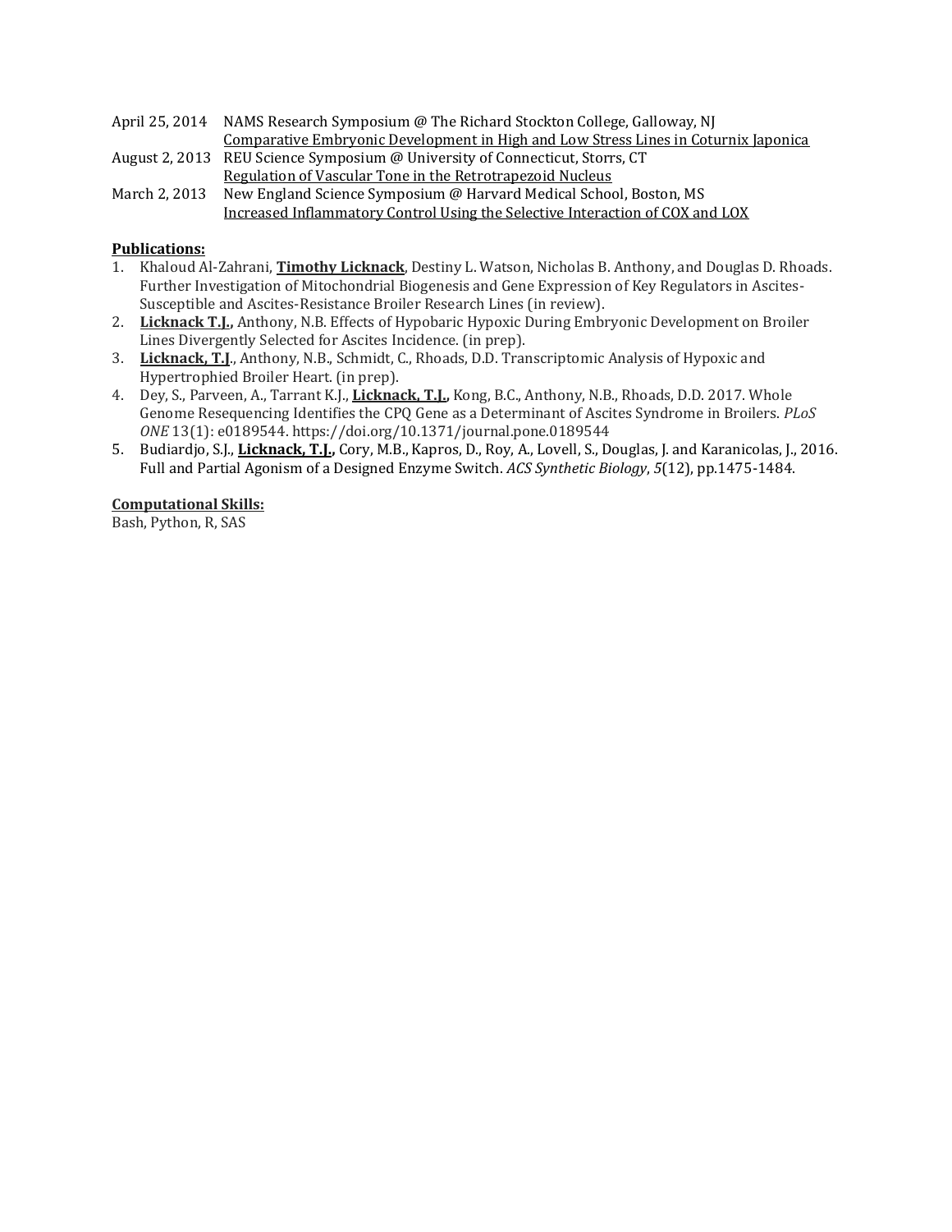April 25, 2014 NAMS Research Symposium @ The Richard Stockton College, Galloway, NJ
Comparative Embryonic Development in High and Low Stress Lines in Coturnix Japonica

August 2, 2013 REU Science Symposium @ University of Connecticut, Storrs, CT
Regulation of Vascular Tone in the Retrotrapezoid Nucleus

March 2, 2013 New England Science Symposium @ Harvard Medical School, Boston, MS
Increased Inflammatory Control Using the Selective Interaction of COX and LOX

**Publications:**

1. Khaloud Al-Zahrani, **Timothy Licknack**, Destiny L. Watson, Nicholas B. Anthony, and Douglas D. Rhoads. Further Investigation of Mitochondrial Biogenesis and Gene Expression of Key Regulators in Ascites-Susceptible and Ascites-Resistance Broiler Research Lines (in review).
2. **Licknack T.J.,** Anthony, N.B. Effects of Hypobaric Hypoxic During Embryonic Development on Broiler Lines Divergently Selected for Ascites Incidence. (in prep).
3. **Licknack, T.J**., Anthony, N.B., Schmidt, C., Rhoads, D.D. Transcriptomic Analysis of Hypoxic and Hypertrophied Broiler Heart. (in prep).
4. Dey, S., Parveen, A., Tarrant K.J., **Licknack, T.J.,** Kong, B.C., Anthony, N.B., Rhoads, D.D. 2017. Whole Genome Resequencing Identifies the CPQ Gene as a Determinant of Ascites Syndrome in Broilers. *PLoS ONE* 13(1): e0189544. https://doi.org/10.1371/journal.pone.0189544
5. Budiardjo, S.J., **Licknack, T.J.,** Cory, M.B., Kapros, D., Roy, A., Lovell, S., Douglas, J. and Karanicolas, J., 2016. Full and Partial Agonism of a Designed Enzyme Switch. *ACS Synthetic Biology*, *5*(12), pp.1475-1484.

**Computational Skills:**

Bash, Python, R, SAS